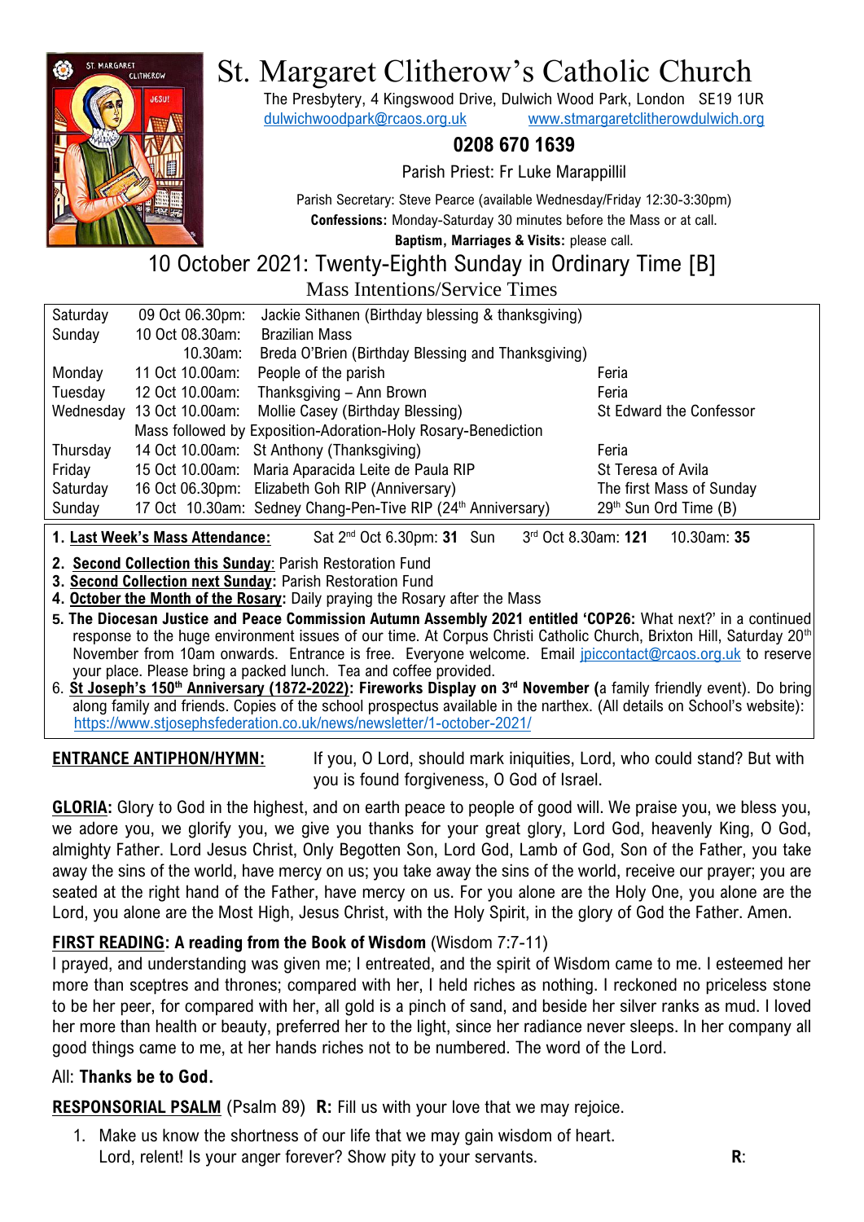# St. Margaret Clitherow's Catholic Church

The Presbytery, 4 Kingswood Drive, Dulwich Wood Park, London SE19 1UR
dulwichwoodpark@rcaos.org.uk www.stmargaretclitherowdulwich.org

**0208 670 1639**

Parish Priest: Fr Luke Marappillil

Parish Secretary: Steve Pearce (available Wednesday/Friday 12:30-3:30pm)
**Confessions:** Monday-Saturday 30 minutes before the Mass or at call.
**Baptism, Marriages & Visits:** please call.

## 10 October 2021: Twenty-Eighth Sunday in Ordinary Time [B]

### Mass Intentions/Service Times

| | | | |
|---|---|---|---|
| Saturday | 09 Oct 06.30pm: | Jackie Sithanen (Birthday blessing & thanksgiving) | |
| Sunday | 10 Oct 08.30am: | Brazilian Mass | |
| | 10.30am: | Breda O'Brien (Birthday Blessing and Thanksgiving) | |
| Monday | 11 Oct 10.00am: | People of the parish | Feria |
| Tuesday | 12 Oct 10.00am: | Thanksgiving – Ann Brown | Feria |
| Wednesday | 13 Oct 10.00am: | Mollie Casey (Birthday Blessing) | St Edward the Confessor |
| | Mass followed by Exposition-Adoration-Holy Rosary-Benediction | | |
| Thursday | 14 Oct 10.00am: | St Anthony (Thanksgiving) | Feria |
| Friday | 15 Oct 10.00am: | Maria Aparacida Leite de Paula RIP | St Teresa of Avila |
| Saturday | 16 Oct 06.30pm: | Elizabeth Goh RIP (Anniversary) | The first Mass of Sunday |
| Sunday | 17 Oct 10.30am: | Sedney Chang-Pen-Tive RIP (24th Anniversary) | 29th Sun Ord Time (B) |

1. **Last Week's Mass Attendance:** Sat 2nd Oct 6.30pm: **31** Sun 3rd Oct 8.30am: **121** 10.30am: **35**
2. **Second Collection this Sunday**: Parish Restoration Fund
3. **Second Collection next Sunday:** Parish Restoration Fund
4. **October the Month of the Rosary:** Daily praying the Rosary after the Mass
5. **The Diocesan Justice and Peace Commission Autumn Assembly 2021 entitled 'COP26:** What next?' in a continued response to the huge environment issues of our time. At Corpus Christi Catholic Church, Brixton Hill, Saturday 20th November from 10am onwards. Entrance is free. Everyone welcome. Email jpiccontact@rcaos.org.uk to reserve your place. Please bring a packed lunch. Tea and coffee provided.
6. **St Joseph's 150th Anniversary (1872-2022): Fireworks Display on 3rd November (**a family friendly event). Do bring along family and friends. Copies of the school prospectus available in the narthex. (All details on School's website): https://www.stjosephsfederation.co.uk/news/newsletter/1-october-2021/

**ENTRANCE ANTIPHON/HYMN:** If you, O Lord, should mark iniquities, Lord, who could stand? But with you is found forgiveness, O God of Israel.

**GLORIA:** Glory to God in the highest, and on earth peace to people of good will. We praise you, we bless you, we adore you, we glorify you, we give you thanks for your great glory, Lord God, heavenly King, O God, almighty Father. Lord Jesus Christ, Only Begotten Son, Lord God, Lamb of God, Son of the Father, you take away the sins of the world, have mercy on us; you take away the sins of the world, receive our prayer; you are seated at the right hand of the Father, have mercy on us. For you alone are the Holy One, you alone are the Lord, you alone are the Most High, Jesus Christ, with the Holy Spirit, in the glory of God the Father. Amen.

**FIRST READING: A reading from the Book of Wisdom** (Wisdom 7:7-11)
I prayed, and understanding was given me; I entreated, and the spirit of Wisdom came to me. I esteemed her more than sceptres and thrones; compared with her, I held riches as nothing. I reckoned no priceless stone to be her peer, for compared with her, all gold is a pinch of sand, and beside her silver ranks as mud. I loved her more than health or beauty, preferred her to the light, since her radiance never sleeps. In her company all good things came to me, at her hands riches not to be numbered. The word of the Lord.

All: **Thanks be to God.**

**RESPONSORIAL PSALM** (Psalm 89) **R:** Fill us with your love that we may rejoice.

1. Make us know the shortness of our life that we may gain wisdom of heart.
   Lord, relent! Is your anger forever? Show pity to your servants. **R**: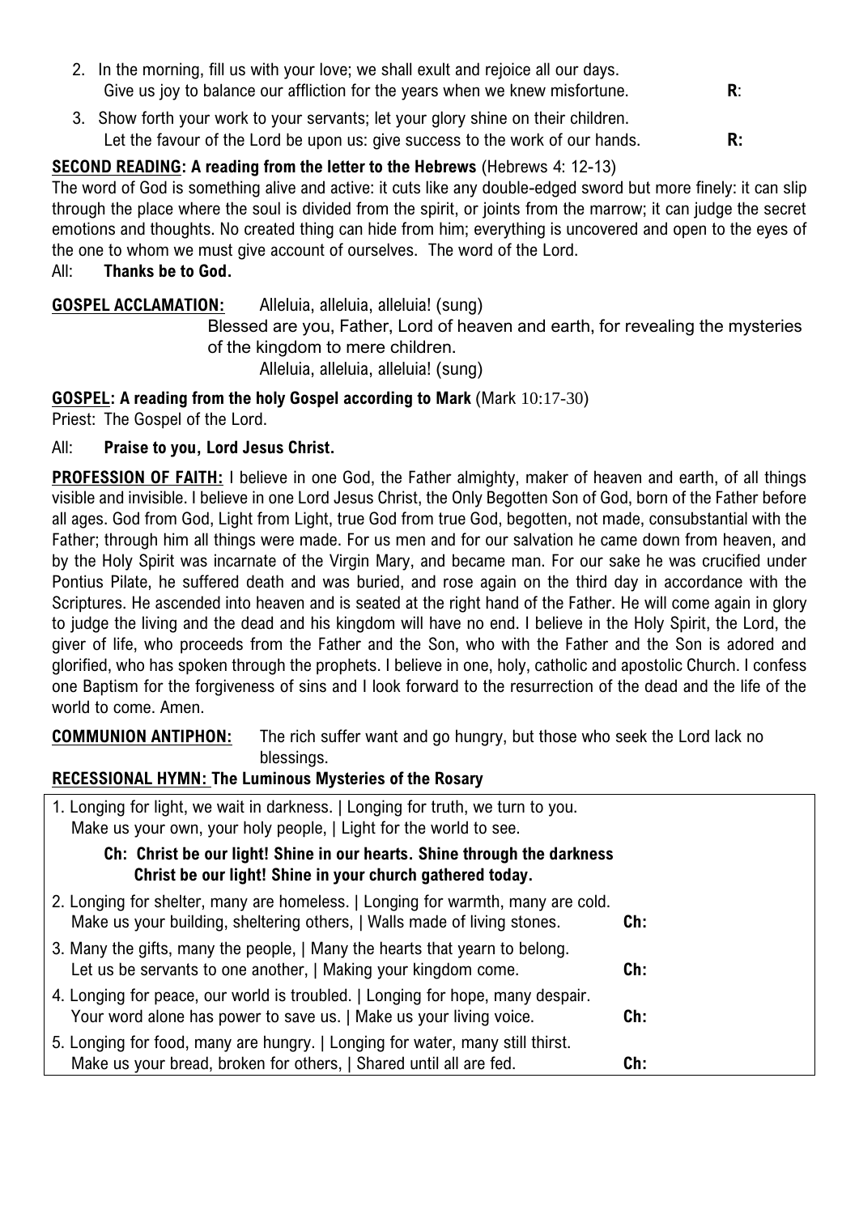2. In the morning, fill us with your love; we shall exult and rejoice all our days.
   Give us joy to balance our affliction for the years when we knew misfortune. **R**:
3. Show forth your work to your servants; let your glory shine on their children.
   Let the favour of the Lord be upon us: give success to the work of our hands. **R:**

**SECOND READING: A reading from the letter to the Hebrews** (Hebrews 4: 12-13)

The word of God is something alive and active: it cuts like any double-edged sword but more finely: it can slip through the place where the soul is divided from the spirit, or joints from the marrow; it can judge the secret emotions and thoughts. No created thing can hide from him; everything is uncovered and open to the eyes of the one to whom we must give account of ourselves. The word of the Lord.

All: **Thanks be to God.**

**GOSPEL ACCLAMATION:** Alleluia, alleluia, alleluia! (sung)

Blessed are you, Father, Lord of heaven and earth, for revealing the mysteries of the kingdom to mere children.

Alleluia, alleluia, alleluia! (sung)

**GOSPEL: A reading from the holy Gospel according to Mark** (Mark 10:17-30)

Priest: The Gospel of the Lord.

All: **Praise to you, Lord Jesus Christ.**

**PROFESSION OF FAITH:** I believe in one God, the Father almighty, maker of heaven and earth, of all things visible and invisible. I believe in one Lord Jesus Christ, the Only Begotten Son of God, born of the Father before all ages. God from God, Light from Light, true God from true God, begotten, not made, consubstantial with the Father; through him all things were made. For us men and for our salvation he came down from heaven, and by the Holy Spirit was incarnate of the Virgin Mary, and became man. For our sake he was crucified under Pontius Pilate, he suffered death and was buried, and rose again on the third day in accordance with the Scriptures. He ascended into heaven and is seated at the right hand of the Father. He will come again in glory to judge the living and the dead and his kingdom will have no end. I believe in the Holy Spirit, the Lord, the giver of life, who proceeds from the Father and the Son, who with the Father and the Son is adored and glorified, who has spoken through the prophets. I believe in one, holy, catholic and apostolic Church. I confess one Baptism for the forgiveness of sins and I look forward to the resurrection of the dead and the life of the world to come. Amen.

**COMMUNION ANTIPHON:** The rich suffer want and go hungry, but those who seek the Lord lack no blessings.

**RECESSIONAL HYMN: The Luminous Mysteries of the Rosary**

1. Longing for light, we wait in darkness. | Longing for truth, we turn to you.
   Make us your own, your holy people, | Light for the world to see.

   **Ch: Christ be our light! Shine in our hearts. Shine through the darkness
   Christ be our light! Shine in your church gathered today.**

2. Longing for shelter, many are homeless. | Longing for warmth, many are cold.
   Make us your building, sheltering others, | Walls made of living stones. **Ch:**
3. Many the gifts, many the people, | Many the hearts that yearn to belong.
   Let us be servants to one another, | Making your kingdom come. **Ch:**
4. Longing for peace, our world is troubled. | Longing for hope, many despair.
   Your word alone has power to save us. | Make us your living voice. **Ch:**
5. Longing for food, many are hungry. | Longing for water, many still thirst.
   Make us your bread, broken for others, | Shared until all are fed. **Ch:**